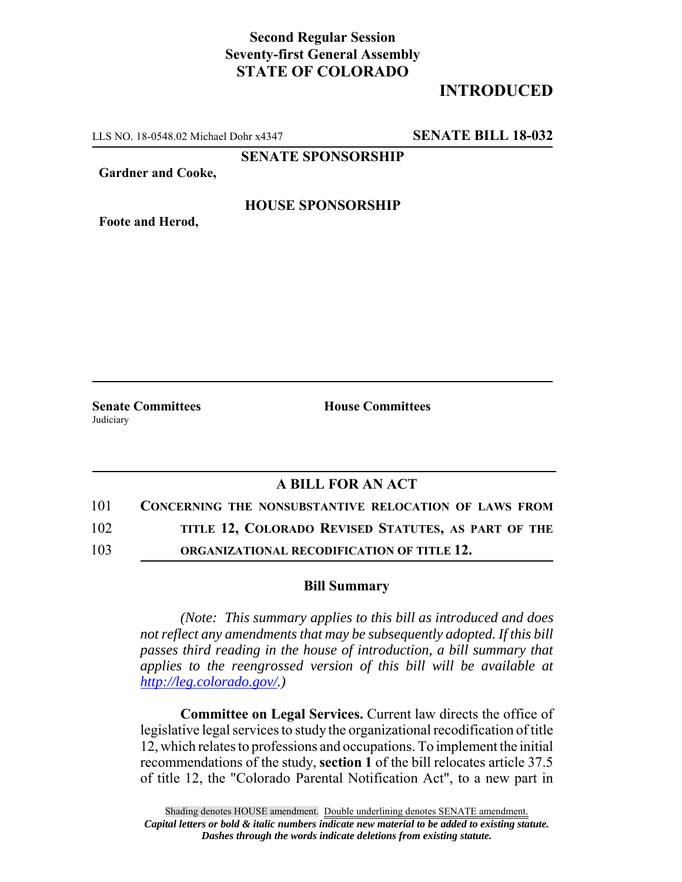**Second Regular Session**
**Seventy-first General Assembly**
**STATE OF COLORADO**

# INTRODUCTED

LLS NO. 18-0548.02 Michael Dohr x4347 **SENATE BILL 18-032**

**SENATE SPONSORSHIP**

**Gardner and Cooke,**

**HOUSE SPONSORSHIP**

**Foote and Herod,**

**Senate Committees**
Judiciary

**House Committees**

## A BILL FOR AN ACT

101 **CONCERNING THE NONSUBSTANTIVE RELOCATION OF LAWS FROM**
102 **TITLE 12, COLORADO REVISED STATUTES, AS PART OF THE**
103 **ORGANIZATIONAL RECODIFICATION OF TITLE 12.**

### Bill Summary

*(Note: This summary applies to this bill as introduced and does not reflect any amendments that may be subsequently adopted. If this bill passes third reading in the house of introduction, a bill summary that applies to the reengrossed version of this bill will be available at http://leg.colorado.gov/.)*

**Committee on Legal Services.** Current law directs the office of legislative legal services to study the organizational recodification of title 12, which relates to professions and occupations. To implement the initial recommendations of the study, **section 1** of the bill relocates article 37.5 of title 12, the "Colorado Parental Notification Act", to a new part in

Shading denotes HOUSE amendment. Double underlining denotes SENATE amendment.
***Capital letters or bold & italic numbers indicate new material to be added to existing statute.***
***Dashes through the words indicate deletions from existing statute.***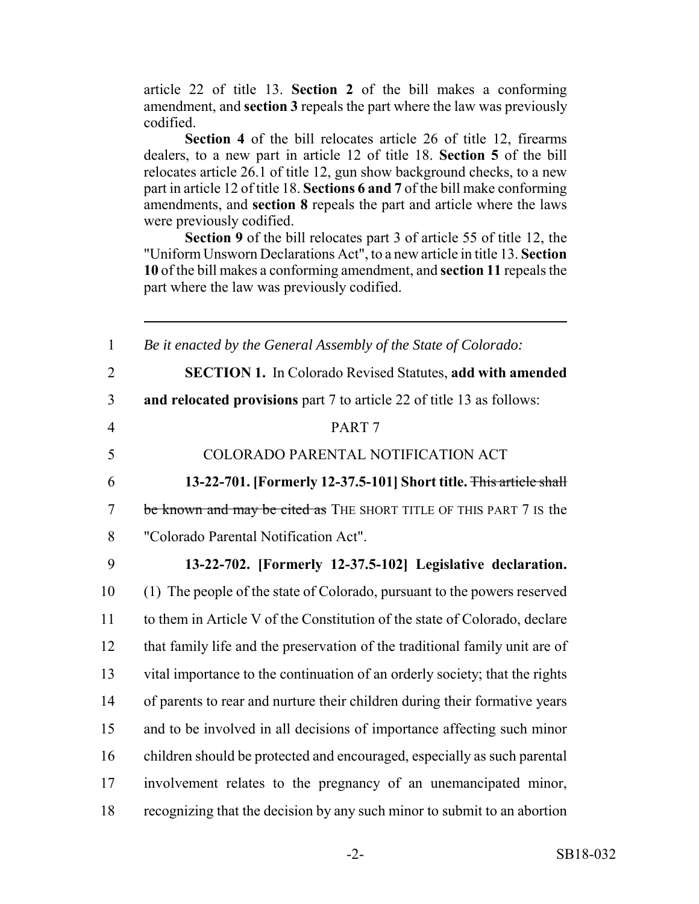article 22 of title 13. **Section 2** of the bill makes a conforming amendment, and **section 3** repeals the part where the law was previously codified.

**Section 4** of the bill relocates article 26 of title 12, firearms dealers, to a new part in article 12 of title 18. **Section 5** of the bill relocates article 26.1 of title 12, gun show background checks, to a new part in article 12 of title 18. **Sections 6 and 7** of the bill make conforming amendments, and **section 8** repeals the part and article where the laws were previously codified.

**Section 9** of the bill relocates part 3 of article 55 of title 12, the "Uniform Unsworn Declarations Act", to a new article in title 13. **Section 10** of the bill makes a conforming amendment, and **section 11** repeals the part where the law was previously codified.

---

1 *Be it enacted by the General Assembly of the State of Colorado:*

2 **SECTION 1.** In Colorado Revised Statutes, **add with amended**
3 **and relocated provisions** part 7 to article 22 of title 13 as follows:

4 PART 7

5 COLORADO PARENTAL NOTIFICATION ACT

6 **13-22-701. [Formerly 12-37.5-101] Short title.** ~~This article shall~~
7 ~~be known and may be cited as~~ THE SHORT TITLE OF THIS PART 7 IS the
8 "Colorado Parental Notification Act".

9 **13-22-702. [Formerly 12-37.5-102] Legislative declaration.**
10 (1) The people of the state of Colorado, pursuant to the powers reserved
11 to them in Article V of the Constitution of the state of Colorado, declare
12 that family life and the preservation of the traditional family unit are of
13 vital importance to the continuation of an orderly society; that the rights
14 of parents to rear and nurture their children during their formative years
15 and to be involved in all decisions of importance affecting such minor
16 children should be protected and encouraged, especially as such parental
17 involvement relates to the pregnancy of an unemancipated minor,
18 recognizing that the decision by any such minor to submit to an abortion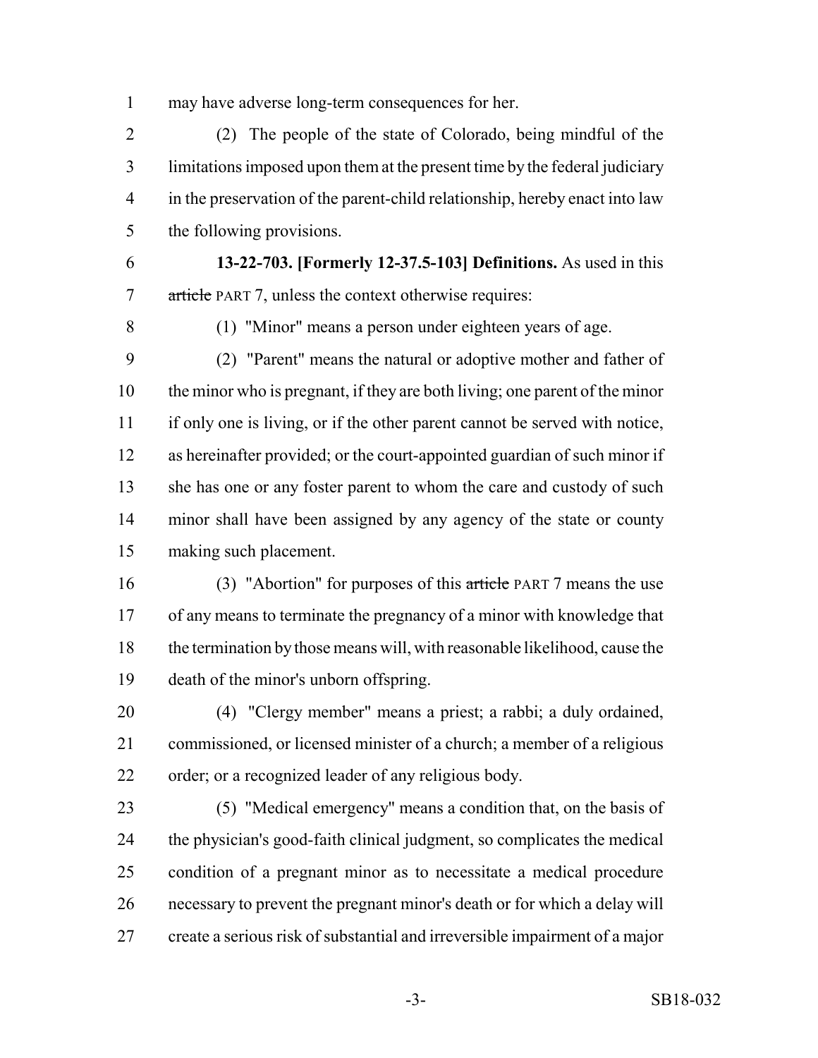may have adverse long-term consequences for her.

(2) The people of the state of Colorado, being mindful of the limitations imposed upon them at the present time by the federal judiciary in the preservation of the parent-child relationship, hereby enact into law the following provisions.

**13-22-703. [Formerly 12-37.5-103] Definitions.** As used in this ~~article~~ PART 7, unless the context otherwise requires:

(1) "Minor" means a person under eighteen years of age.

(2) "Parent" means the natural or adoptive mother and father of the minor who is pregnant, if they are both living; one parent of the minor if only one is living, or if the other parent cannot be served with notice, as hereinafter provided; or the court-appointed guardian of such minor if she has one or any foster parent to whom the care and custody of such minor shall have been assigned by any agency of the state or county making such placement.

(3) "Abortion" for purposes of this ~~article~~ PART 7 means the use of any means to terminate the pregnancy of a minor with knowledge that the termination by those means will, with reasonable likelihood, cause the death of the minor's unborn offspring.

(4) "Clergy member" means a priest; a rabbi; a duly ordained, commissioned, or licensed minister of a church; a member of a religious order; or a recognized leader of any religious body.

(5) "Medical emergency" means a condition that, on the basis of the physician's good-faith clinical judgment, so complicates the medical condition of a pregnant minor as to necessitate a medical procedure necessary to prevent the pregnant minor's death or for which a delay will create a serious risk of substantial and irreversible impairment of a major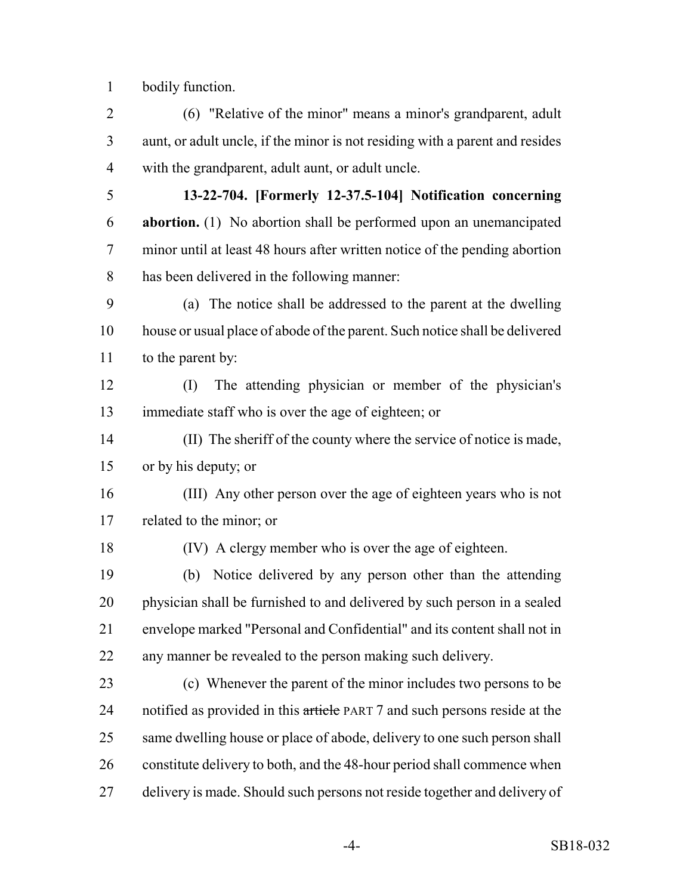bodily function.

(6) "Relative of the minor" means a minor's grandparent, adult aunt, or adult uncle, if the minor is not residing with a parent and resides with the grandparent, adult aunt, or adult uncle.

**13-22-704. [Formerly 12-37.5-104] Notification concerning abortion.** (1) No abortion shall be performed upon an unemancipated minor until at least 48 hours after written notice of the pending abortion has been delivered in the following manner:

(a) The notice shall be addressed to the parent at the dwelling house or usual place of abode of the parent. Such notice shall be delivered to the parent by:

(I) The attending physician or member of the physician's immediate staff who is over the age of eighteen; or

(II) The sheriff of the county where the service of notice is made, or by his deputy; or

(III) Any other person over the age of eighteen years who is not related to the minor; or

(IV) A clergy member who is over the age of eighteen.

(b) Notice delivered by any person other than the attending physician shall be furnished to and delivered by such person in a sealed envelope marked "Personal and Confidential" and its content shall not in any manner be revealed to the person making such delivery.

(c) Whenever the parent of the minor includes two persons to be notified as provided in this ~~article~~ PART 7 and such persons reside at the same dwelling house or place of abode, delivery to one such person shall constitute delivery to both, and the 48-hour period shall commence when delivery is made. Should such persons not reside together and delivery of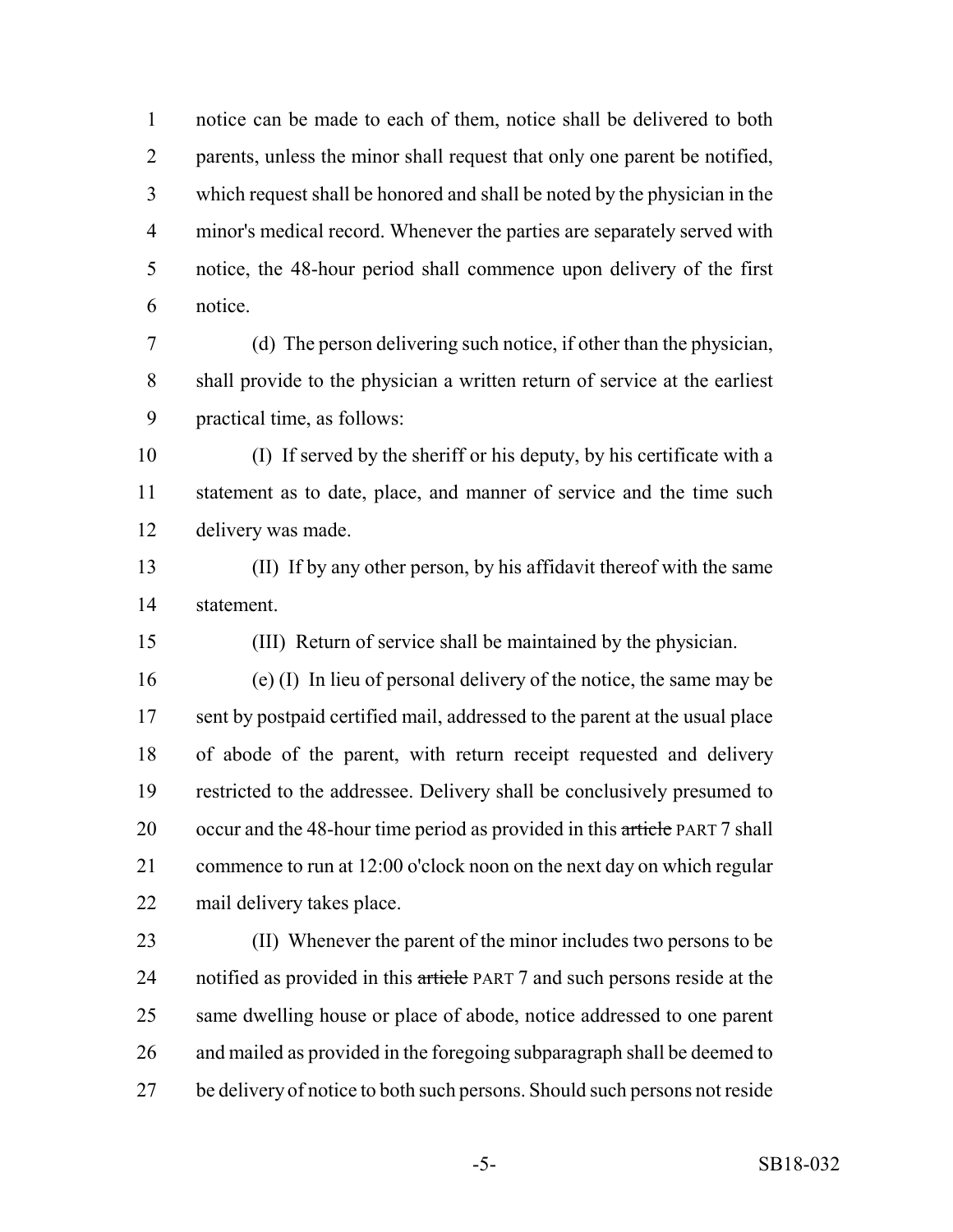notice can be made to each of them, notice shall be delivered to both parents, unless the minor shall request that only one parent be notified, which request shall be honored and shall be noted by the physician in the minor's medical record. Whenever the parties are separately served with notice, the 48-hour period shall commence upon delivery of the first notice.

(d) The person delivering such notice, if other than the physician, shall provide to the physician a written return of service at the earliest practical time, as follows:

(I) If served by the sheriff or his deputy, by his certificate with a statement as to date, place, and manner of service and the time such delivery was made.

(II) If by any other person, by his affidavit thereof with the same statement.

(III) Return of service shall be maintained by the physician.

(e) (I) In lieu of personal delivery of the notice, the same may be sent by postpaid certified mail, addressed to the parent at the usual place of abode of the parent, with return receipt requested and delivery restricted to the addressee. Delivery shall be conclusively presumed to occur and the 48-hour time period as provided in this ~~article~~ PART 7 shall commence to run at 12:00 o'clock noon on the next day on which regular mail delivery takes place.

(II) Whenever the parent of the minor includes two persons to be notified as provided in this ~~article~~ PART 7 and such persons reside at the same dwelling house or place of abode, notice addressed to one parent and mailed as provided in the foregoing subparagraph shall be deemed to be delivery of notice to both such persons. Should such persons not reside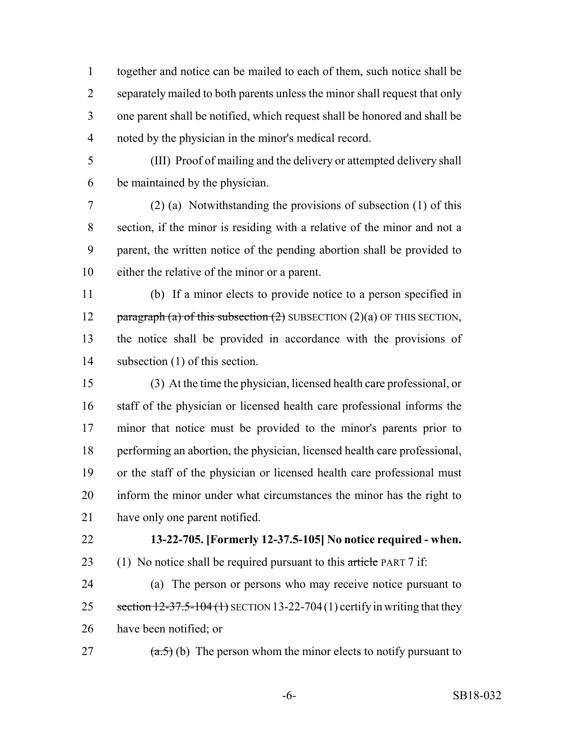together and notice can be mailed to each of them, such notice shall be separately mailed to both parents unless the minor shall request that only one parent shall be notified, which request shall be honored and shall be noted by the physician in the minor's medical record.

(III) Proof of mailing and the delivery or attempted delivery shall be maintained by the physician.

(2) (a) Notwithstanding the provisions of subsection (1) of this section, if the minor is residing with a relative of the minor and not a parent, the written notice of the pending abortion shall be provided to either the relative of the minor or a parent.

(b) If a minor elects to provide notice to a person specified in ~~paragraph (a) of this subsection (2)~~ SUBSECTION (2)(a) OF THIS SECTION, the notice shall be provided in accordance with the provisions of subsection (1) of this section.

(3) At the time the physician, licensed health care professional, or staff of the physician or licensed health care professional informs the minor that notice must be provided to the minor's parents prior to performing an abortion, the physician, licensed health care professional, or the staff of the physician or licensed health care professional must inform the minor under what circumstances the minor has the right to have only one parent notified.

**13-22-705. [Formerly 12-37.5-105] No notice required - when.** (1) No notice shall be required pursuant to this ~~article~~ PART 7 if:

(a) The person or persons who may receive notice pursuant to ~~section 12-37.5-104 (1)~~ SECTION 13-22-704 (1) certify in writing that they have been notified; or

~~(a.5)~~ (b) The person whom the minor elects to notify pursuant to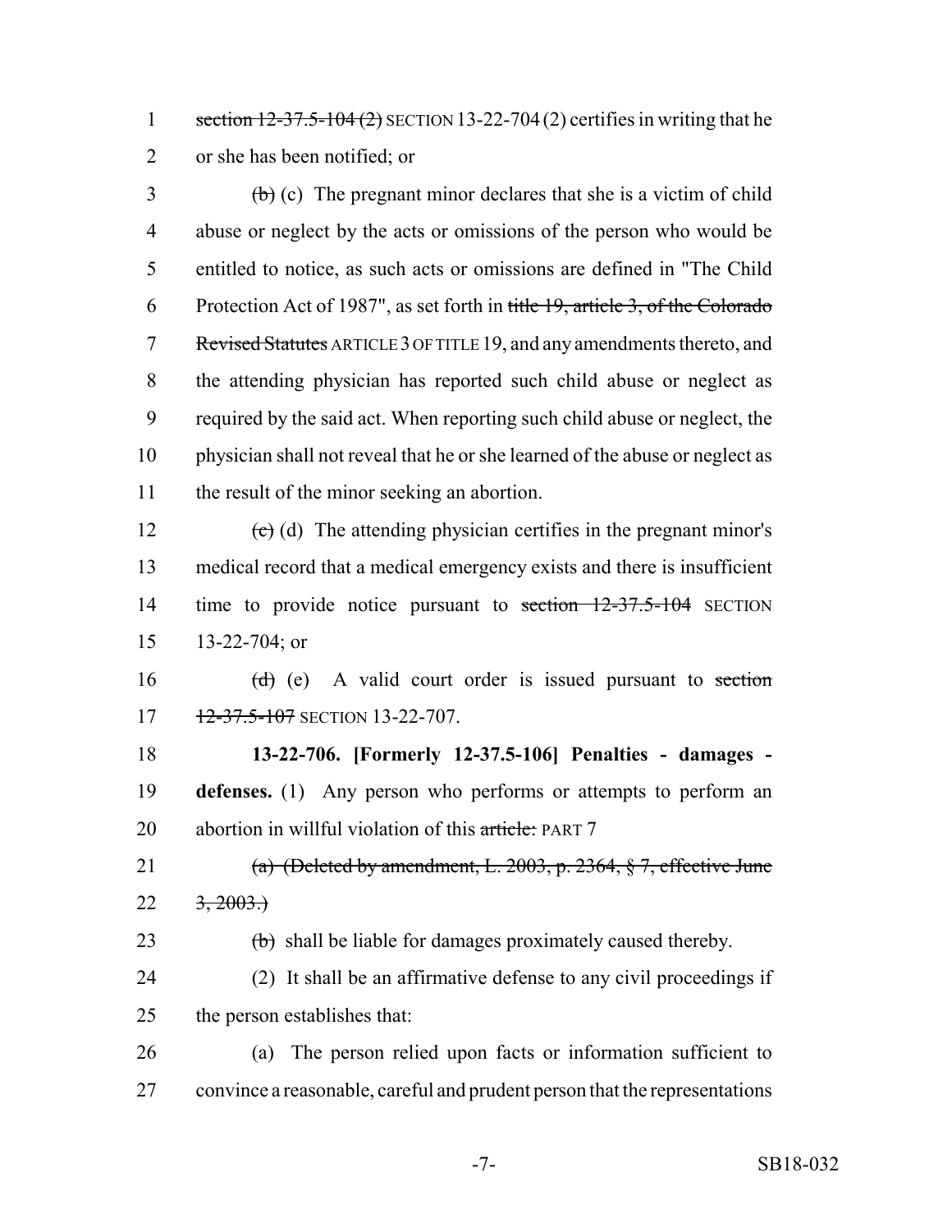1 section 12-37.5-104 (2) SECTION 13-22-704 (2) certifies in writing that he
2 or she has been notified; or

3 (b) (c) The pregnant minor declares that she is a victim of child
4 abuse or neglect by the acts or omissions of the person who would be
5 entitled to notice, as such acts or omissions are defined in "The Child
6 Protection Act of 1987", as set forth in title 19, article 3, of the Colorado
7 Revised Statutes ARTICLE 3 OF TITLE 19, and any amendments thereto, and
8 the attending physician has reported such child abuse or neglect as
9 required by the said act. When reporting such child abuse or neglect, the
10 physician shall not reveal that he or she learned of the abuse or neglect as
11 the result of the minor seeking an abortion.

12 (c) (d) The attending physician certifies in the pregnant minor's
13 medical record that a medical emergency exists and there is insufficient
14 time to provide notice pursuant to section 12-37.5-104 SECTION
15 13-22-704; or

16 (d) (e) A valid court order is issued pursuant to section
17 12-37.5-107 SECTION 13-22-707.

18 **13-22-706. [Formerly 12-37.5-106] Penalties - damages -**
19 **defenses.** (1) Any person who performs or attempts to perform an
20 abortion in willful violation of this article: PART 7

21 (a) (Deleted by amendment, L. 2003, p. 2364, § 7, effective June
22 3, 2003.)

23 (b) shall be liable for damages proximately caused thereby.

24 (2) It shall be an affirmative defense to any civil proceedings if
25 the person establishes that:

26 (a) The person relied upon facts or information sufficient to
27 convince a reasonable, careful and prudent person that the representations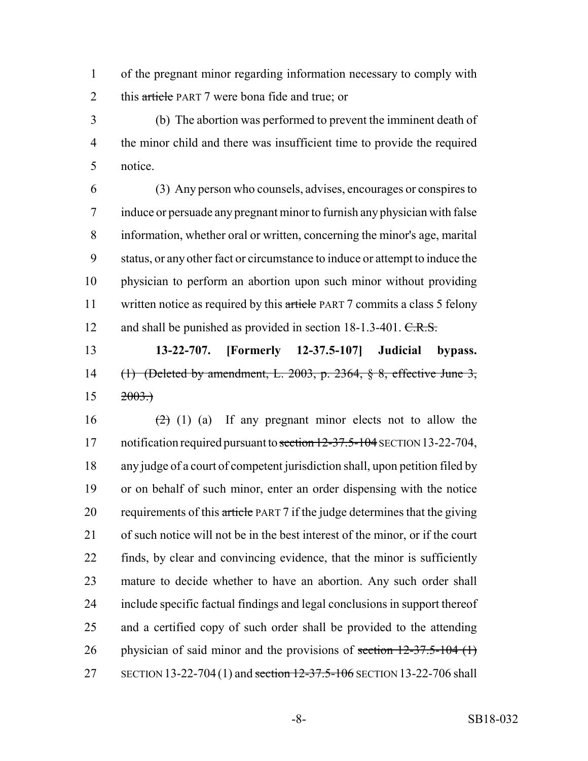of the pregnant minor regarding information necessary to comply with this ~~article~~ PART 7 were bona fide and true; or

(b) The abortion was performed to prevent the imminent death of the minor child and there was insufficient time to provide the required notice.

(3) Any person who counsels, advises, encourages or conspires to induce or persuade any pregnant minor to furnish any physician with false information, whether oral or written, concerning the minor's age, marital status, or any other fact or circumstance to induce or attempt to induce the physician to perform an abortion upon such minor without providing written notice as required by this ~~article~~ PART 7 commits a class 5 felony and shall be punished as provided in section 18-1.3-401. ~~C.R.S.~~

**13-22-707. [Formerly 12-37.5-107] Judicial bypass.** ~~(1) (Deleted by amendment, L. 2003, p. 2364, § 8, effective June 3, 2003.)~~

~~(2)~~ (1) (a) If any pregnant minor elects not to allow the notification required pursuant to ~~section 12-37.5-104~~ SECTION 13-22-704, any judge of a court of competent jurisdiction shall, upon petition filed by or on behalf of such minor, enter an order dispensing with the notice requirements of this ~~article~~ PART 7 if the judge determines that the giving of such notice will not be in the best interest of the minor, or if the court finds, by clear and convincing evidence, that the minor is sufficiently mature to decide whether to have an abortion. Any such order shall include specific factual findings and legal conclusions in support thereof and a certified copy of such order shall be provided to the attending physician of said minor and the provisions of ~~section 12-37.5-104 (1)~~ SECTION 13-22-704 (1) and ~~section 12-37.5-106~~ SECTION 13-22-706 shall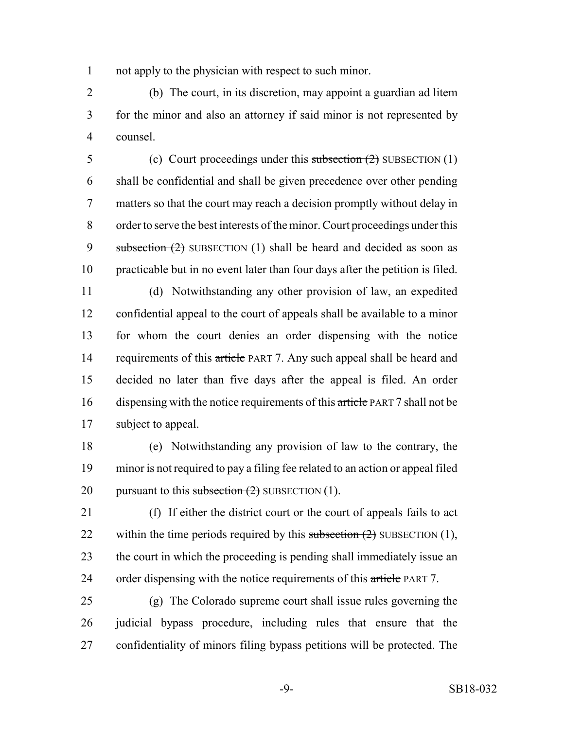not apply to the physician with respect to such minor.

(b) The court, in its discretion, may appoint a guardian ad litem for the minor and also an attorney if said minor is not represented by counsel.

(c) Court proceedings under this ~~subsection (2)~~ SUBSECTION (1) shall be confidential and shall be given precedence over other pending matters so that the court may reach a decision promptly without delay in order to serve the best interests of the minor. Court proceedings under this ~~subsection (2)~~ SUBSECTION (1) shall be heard and decided as soon as practicable but in no event later than four days after the petition is filed.

(d) Notwithstanding any other provision of law, an expedited confidential appeal to the court of appeals shall be available to a minor for whom the court denies an order dispensing with the notice requirements of this ~~article~~ PART 7. Any such appeal shall be heard and decided no later than five days after the appeal is filed. An order dispensing with the notice requirements of this ~~article~~ PART 7 shall not be subject to appeal.

(e) Notwithstanding any provision of law to the contrary, the minor is not required to pay a filing fee related to an action or appeal filed pursuant to this ~~subsection (2)~~ SUBSECTION (1).

(f) If either the district court or the court of appeals fails to act within the time periods required by this ~~subsection (2)~~ SUBSECTION (1), the court in which the proceeding is pending shall immediately issue an order dispensing with the notice requirements of this ~~article~~ PART 7.

(g) The Colorado supreme court shall issue rules governing the judicial bypass procedure, including rules that ensure that the confidentiality of minors filing bypass petitions will be protected. The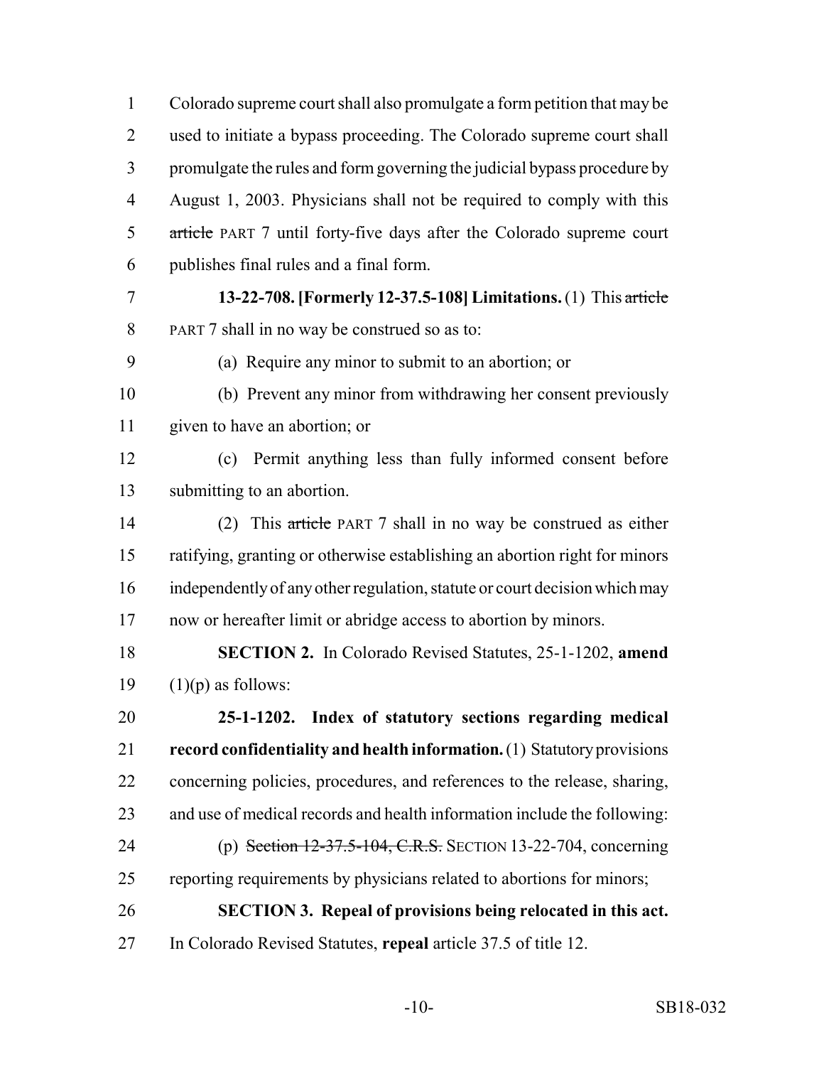Colorado supreme court shall also promulgate a form petition that may be used to initiate a bypass proceeding. The Colorado supreme court shall promulgate the rules and form governing the judicial bypass procedure by August 1, 2003. Physicians shall not be required to comply with this ~~article~~ PART 7 until forty-five days after the Colorado supreme court publishes final rules and a final form.

**13-22-708. [Formerly 12-37.5-108] Limitations.** (1) This ~~article~~ PART 7 shall in no way be construed so as to:

(a) Require any minor to submit to an abortion; or

(b) Prevent any minor from withdrawing her consent previously given to have an abortion; or

(c) Permit anything less than fully informed consent before submitting to an abortion.

(2) This ~~article~~ PART 7 shall in no way be construed as either ratifying, granting or otherwise establishing an abortion right for minors independently of any other regulation, statute or court decision which may now or hereafter limit or abridge access to abortion by minors.

**SECTION 2.** In Colorado Revised Statutes, 25-1-1202, **amend** (1)(p) as follows:

**25-1-1202. Index of statutory sections regarding medical record confidentiality and health information.** (1) Statutory provisions concerning policies, procedures, and references to the release, sharing, and use of medical records and health information include the following:

(p) ~~Section 12-37.5-104, C.R.S.~~ SECTION 13-22-704, concerning reporting requirements by physicians related to abortions for minors;

**SECTION 3. Repeal of provisions being relocated in this act.** In Colorado Revised Statutes, **repeal** article 37.5 of title 12.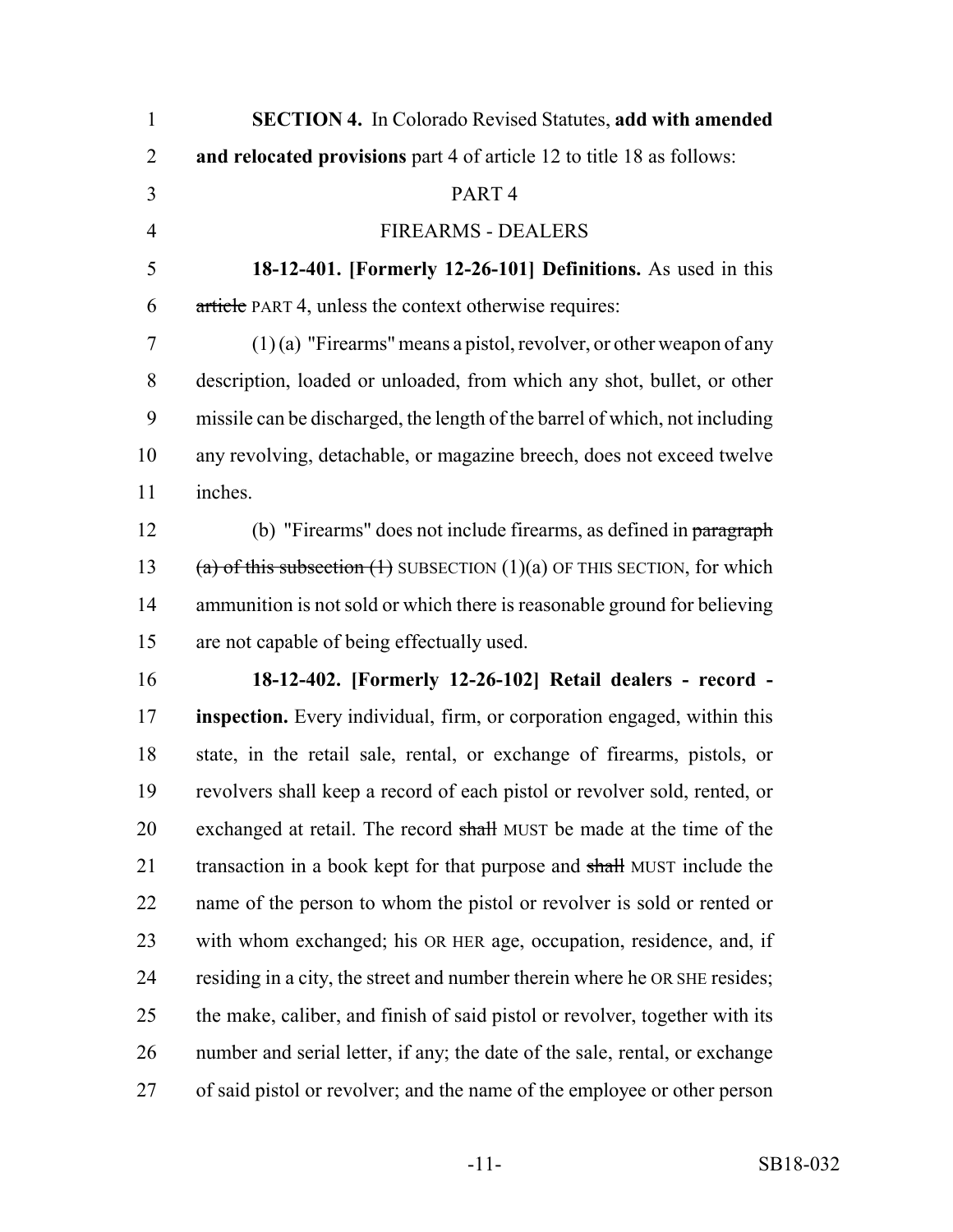**SECTION 4.** In Colorado Revised Statutes, **add with amended and relocated provisions** part 4 of article 12 to title 18 as follows:

PART 4

FIREARMS - DEALERS

**18-12-401. [Formerly 12-26-101] Definitions.** As used in this ~~article~~ PART 4, unless the context otherwise requires:

(1) (a) "Firearms" means a pistol, revolver, or other weapon of any description, loaded or unloaded, from which any shot, bullet, or other missile can be discharged, the length of the barrel of which, not including any revolving, detachable, or magazine breech, does not exceed twelve inches.

(b) "Firearms" does not include firearms, as defined in ~~paragraph (a) of this subsection (1)~~ SUBSECTION (1)(a) OF THIS SECTION, for which ammunition is not sold or which there is reasonable ground for believing are not capable of being effectually used.

**18-12-402. [Formerly 12-26-102] Retail dealers - record - inspection.** Every individual, firm, or corporation engaged, within this state, in the retail sale, rental, or exchange of firearms, pistols, or revolvers shall keep a record of each pistol or revolver sold, rented, or exchanged at retail. The record ~~shall~~ MUST be made at the time of the transaction in a book kept for that purpose and ~~shall~~ MUST include the name of the person to whom the pistol or revolver is sold or rented or with whom exchanged; his OR HER age, occupation, residence, and, if residing in a city, the street and number therein where he OR SHE resides; the make, caliber, and finish of said pistol or revolver, together with its number and serial letter, if any; the date of the sale, rental, or exchange of said pistol or revolver; and the name of the employee or other person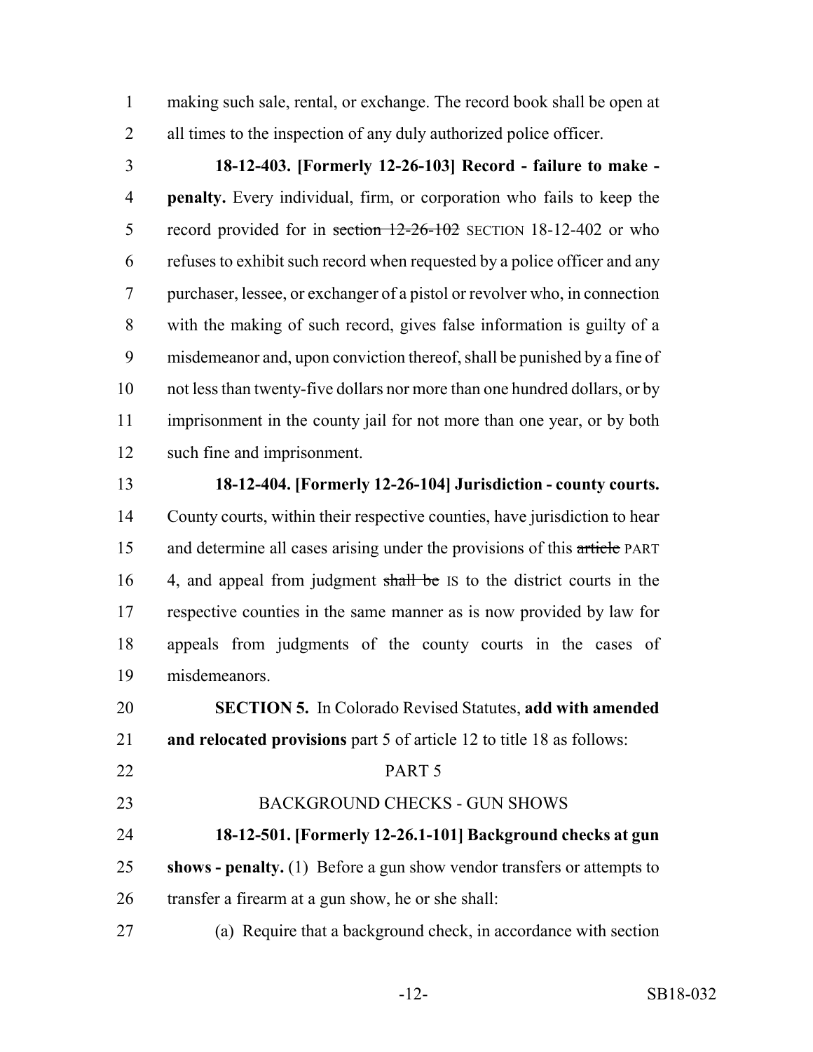making such sale, rental, or exchange. The record book shall be open at all times to the inspection of any duly authorized police officer.

**18-12-403. [Formerly 12-26-103] Record - failure to make - penalty.** Every individual, firm, or corporation who fails to keep the record provided for in ~~section 12-26-102~~ SECTION 18-12-402 or who refuses to exhibit such record when requested by a police officer and any purchaser, lessee, or exchanger of a pistol or revolver who, in connection with the making of such record, gives false information is guilty of a misdemeanor and, upon conviction thereof, shall be punished by a fine of not less than twenty-five dollars nor more than one hundred dollars, or by imprisonment in the county jail for not more than one year, or by both such fine and imprisonment.

**18-12-404. [Formerly 12-26-104] Jurisdiction - county courts.** County courts, within their respective counties, have jurisdiction to hear and determine all cases arising under the provisions of this ~~article~~ PART 4, and appeal from judgment ~~shall be~~ IS to the district courts in the respective counties in the same manner as is now provided by law for appeals from judgments of the county courts in the cases of misdemeanors.

**SECTION 5.** In Colorado Revised Statutes, **add with amended and relocated provisions** part 5 of article 12 to title 18 as follows:

PART 5

BACKGROUND CHECKS - GUN SHOWS

**18-12-501. [Formerly 12-26.1-101] Background checks at gun shows - penalty.** (1) Before a gun show vendor transfers or attempts to transfer a firearm at a gun show, he or she shall:

(a) Require that a background check, in accordance with section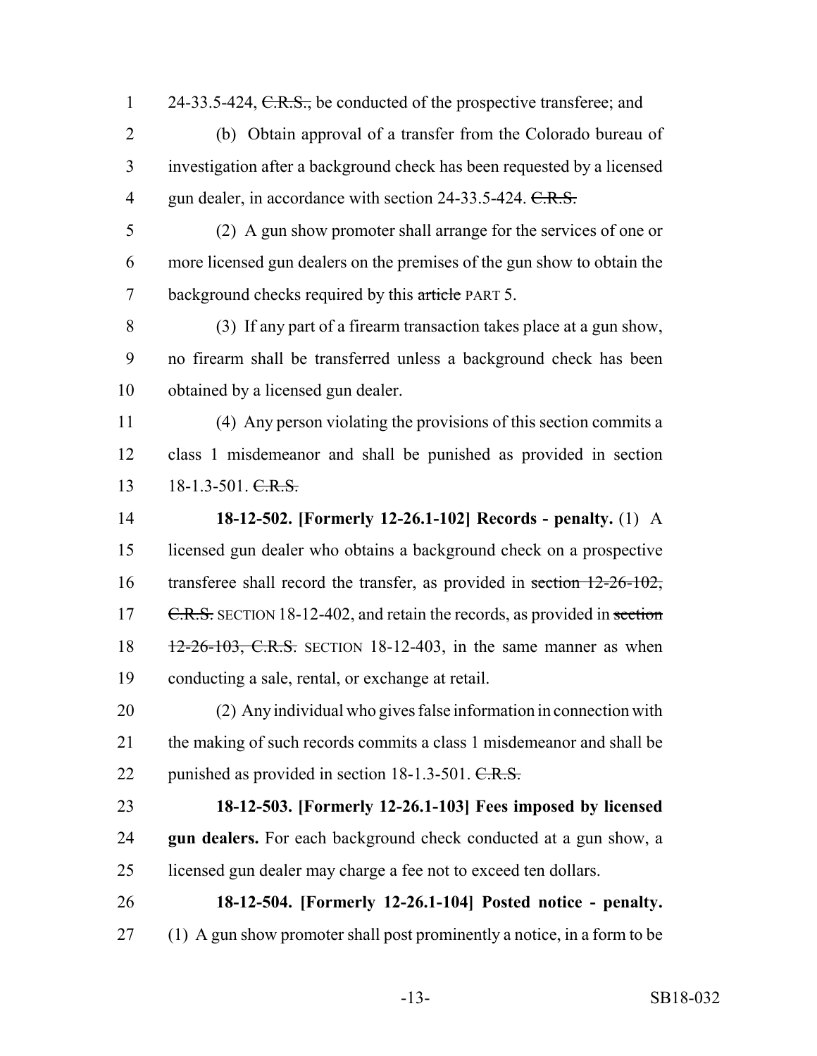24-33.5-424, ~~C.R.S.,~~ be conducted of the prospective transferee; and

(b) Obtain approval of a transfer from the Colorado bureau of investigation after a background check has been requested by a licensed gun dealer, in accordance with section 24-33.5-424. ~~C.R.S.~~

(2) A gun show promoter shall arrange for the services of one or more licensed gun dealers on the premises of the gun show to obtain the background checks required by this ~~article~~ PART 5.

(3) If any part of a firearm transaction takes place at a gun show, no firearm shall be transferred unless a background check has been obtained by a licensed gun dealer.

(4) Any person violating the provisions of this section commits a class 1 misdemeanor and shall be punished as provided in section 18-1.3-501. ~~C.R.S.~~

**18-12-502. [Formerly 12-26.1-102] Records - penalty.** (1) A licensed gun dealer who obtains a background check on a prospective transferee shall record the transfer, as provided in ~~section 12-26-102, C.R.S.~~ SECTION 18-12-402, and retain the records, as provided in ~~section 12-26-103, C.R.S.~~ SECTION 18-12-403, in the same manner as when conducting a sale, rental, or exchange at retail.

(2) Any individual who gives false information in connection with the making of such records commits a class 1 misdemeanor and shall be punished as provided in section 18-1.3-501. ~~C.R.S.~~

**18-12-503. [Formerly 12-26.1-103] Fees imposed by licensed gun dealers.** For each background check conducted at a gun show, a licensed gun dealer may charge a fee not to exceed ten dollars.

**18-12-504. [Formerly 12-26.1-104] Posted notice - penalty.** (1) A gun show promoter shall post prominently a notice, in a form to be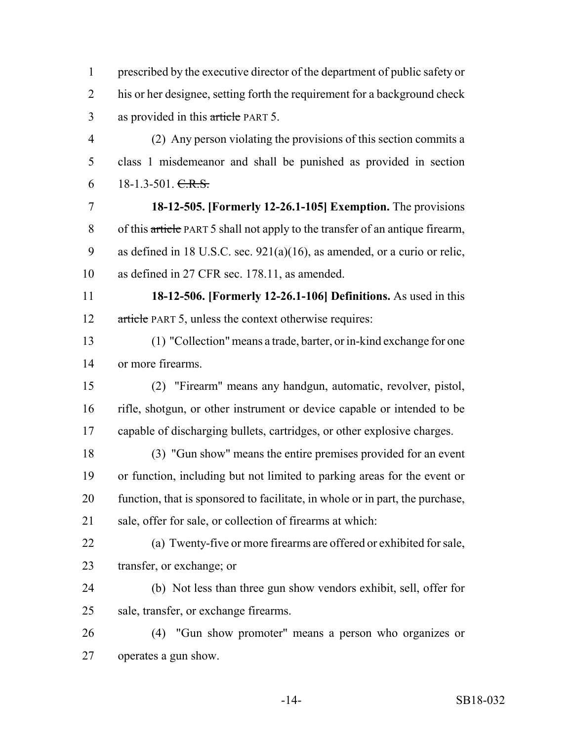prescribed by the executive director of the department of public safety or his or her designee, setting forth the requirement for a background check as provided in this ~~article~~ PART 5.

(2) Any person violating the provisions of this section commits a class 1 misdemeanor and shall be punished as provided in section 18-1.3-501. ~~C.R.S.~~

**18-12-505. [Formerly 12-26.1-105] Exemption.** The provisions of this ~~article~~ PART 5 shall not apply to the transfer of an antique firearm, as defined in 18 U.S.C. sec. 921(a)(16), as amended, or a curio or relic, as defined in 27 CFR sec. 178.11, as amended.

**18-12-506. [Formerly 12-26.1-106] Definitions.** As used in this ~~article~~ PART 5, unless the context otherwise requires:

(1) "Collection" means a trade, barter, or in-kind exchange for one or more firearms.

(2) "Firearm" means any handgun, automatic, revolver, pistol, rifle, shotgun, or other instrument or device capable or intended to be capable of discharging bullets, cartridges, or other explosive charges.

(3) "Gun show" means the entire premises provided for an event or function, including but not limited to parking areas for the event or function, that is sponsored to facilitate, in whole or in part, the purchase, sale, offer for sale, or collection of firearms at which:

(a) Twenty-five or more firearms are offered or exhibited for sale, transfer, or exchange; or

(b) Not less than three gun show vendors exhibit, sell, offer for sale, transfer, or exchange firearms.

(4) "Gun show promoter" means a person who organizes or operates a gun show.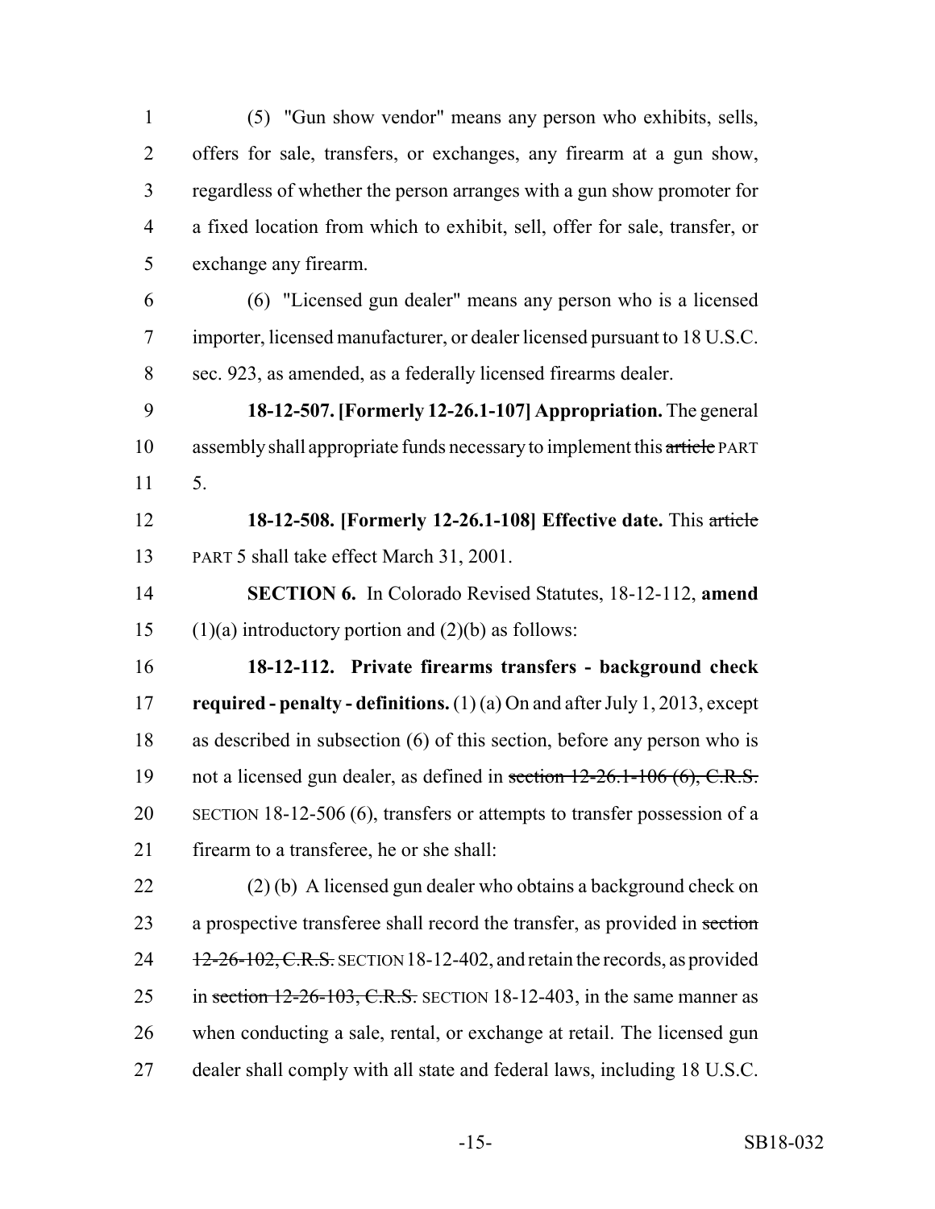(5) "Gun show vendor" means any person who exhibits, sells, offers for sale, transfers, or exchanges, any firearm at a gun show, regardless of whether the person arranges with a gun show promoter for a fixed location from which to exhibit, sell, offer for sale, transfer, or exchange any firearm.

(6) "Licensed gun dealer" means any person who is a licensed importer, licensed manufacturer, or dealer licensed pursuant to 18 U.S.C. sec. 923, as amended, as a federally licensed firearms dealer.

**18-12-507. [Formerly 12-26.1-107] Appropriation.** The general assembly shall appropriate funds necessary to implement this ~~article~~ PART 5.

**18-12-508. [Formerly 12-26.1-108] Effective date.** This ~~article~~ PART 5 shall take effect March 31, 2001.

**SECTION 6.** In Colorado Revised Statutes, 18-12-112, **amend** (1)(a) introductory portion and (2)(b) as follows:

**18-12-112. Private firearms transfers - background check required - penalty - definitions.** (1) (a) On and after July 1, 2013, except as described in subsection (6) of this section, before any person who is not a licensed gun dealer, as defined in ~~section 12-26.1-106 (6), C.R.S.~~ SECTION 18-12-506 (6), transfers or attempts to transfer possession of a firearm to a transferee, he or she shall:

(2) (b) A licensed gun dealer who obtains a background check on a prospective transferee shall record the transfer, as provided in ~~section 12-26-102, C.R.S.~~ SECTION 18-12-402, and retain the records, as provided in ~~section 12-26-103, C.R.S.~~ SECTION 18-12-403, in the same manner as when conducting a sale, rental, or exchange at retail. The licensed gun dealer shall comply with all state and federal laws, including 18 U.S.C.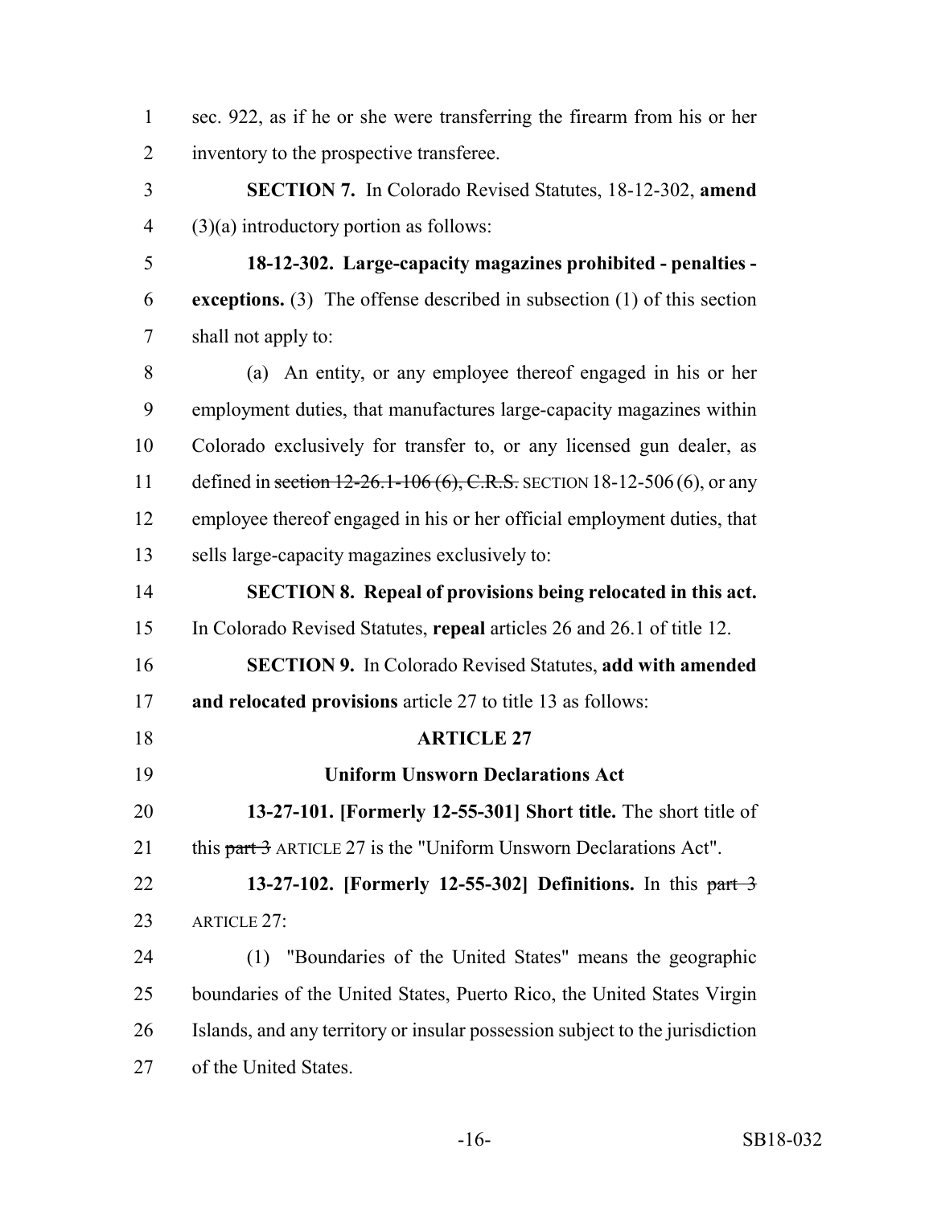sec. 922, as if he or she were transferring the firearm from his or her inventory to the prospective transferee.

**SECTION 7.** In Colorado Revised Statutes, 18-12-302, **amend** (3)(a) introductory portion as follows:

**18-12-302. Large-capacity magazines prohibited - penalties - exceptions.** (3) The offense described in subsection (1) of this section shall not apply to:

(a) An entity, or any employee thereof engaged in his or her employment duties, that manufactures large-capacity magazines within Colorado exclusively for transfer to, or any licensed gun dealer, as defined in ~~section 12-26.1-106 (6), C.R.S.~~ SECTION 18-12-506 (6), or any employee thereof engaged in his or her official employment duties, that sells large-capacity magazines exclusively to:

**SECTION 8. Repeal of provisions being relocated in this act.** In Colorado Revised Statutes, **repeal** articles 26 and 26.1 of title 12.

**SECTION 9.** In Colorado Revised Statutes, **add with amended and relocated provisions** article 27 to title 13 as follows:

**ARTICLE 27**

**Uniform Unsworn Declarations Act**

**13-27-101. [Formerly 12-55-301] Short title.** The short title of this ~~part 3~~ ARTICLE 27 is the "Uniform Unsworn Declarations Act".

**13-27-102. [Formerly 12-55-302] Definitions.** In this ~~part 3~~ ARTICLE 27:

(1) "Boundaries of the United States" means the geographic boundaries of the United States, Puerto Rico, the United States Virgin Islands, and any territory or insular possession subject to the jurisdiction of the United States.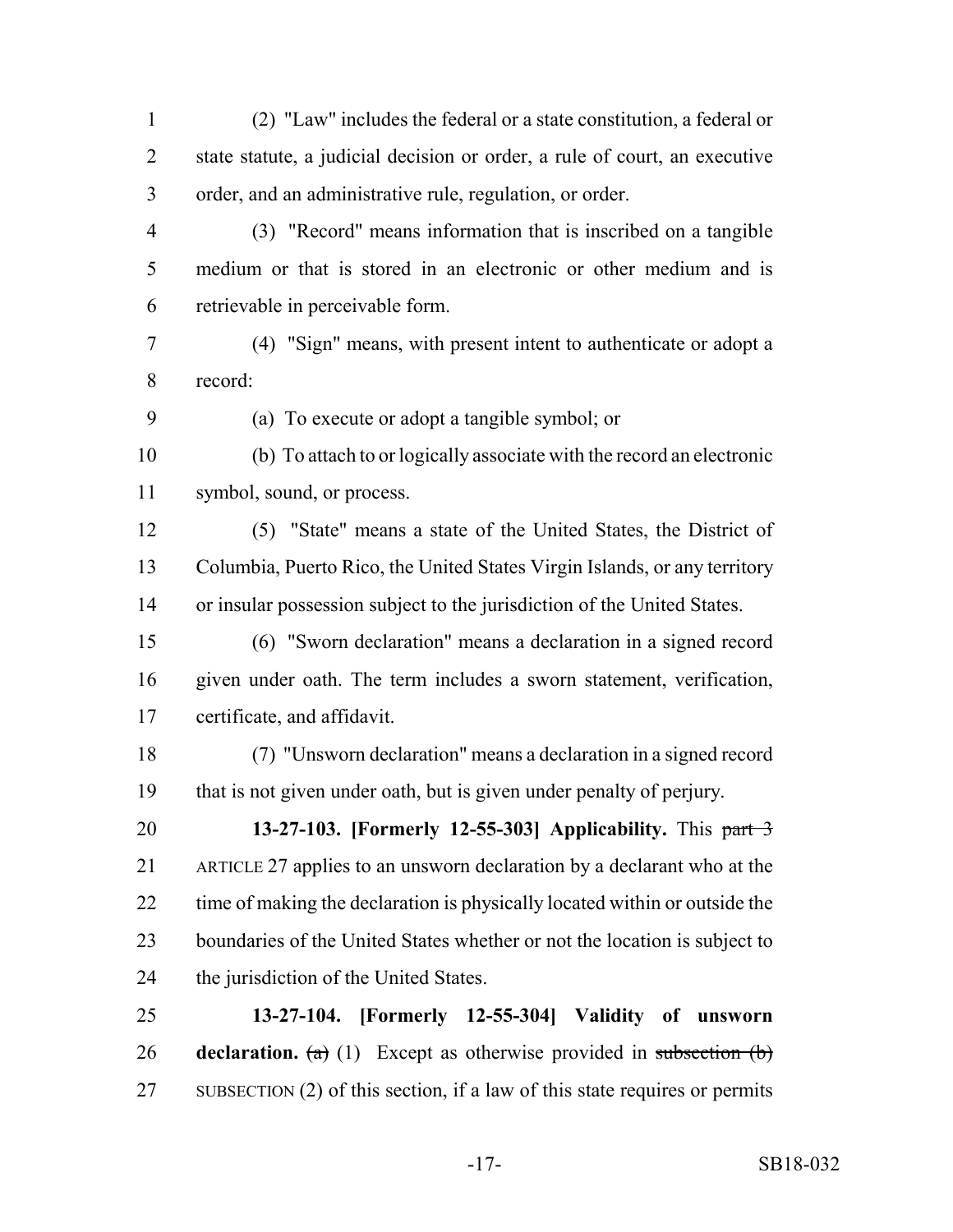(2) "Law" includes the federal or a state constitution, a federal or state statute, a judicial decision or order, a rule of court, an executive order, and an administrative rule, regulation, or order.

(3) "Record" means information that is inscribed on a tangible medium or that is stored in an electronic or other medium and is retrievable in perceivable form.

(4) "Sign" means, with present intent to authenticate or adopt a record:

(a) To execute or adopt a tangible symbol; or

(b) To attach to or logically associate with the record an electronic symbol, sound, or process.

(5) "State" means a state of the United States, the District of Columbia, Puerto Rico, the United States Virgin Islands, or any territory or insular possession subject to the jurisdiction of the United States.

(6) "Sworn declaration" means a declaration in a signed record given under oath. The term includes a sworn statement, verification, certificate, and affidavit.

(7) "Unsworn declaration" means a declaration in a signed record that is not given under oath, but is given under penalty of perjury.

**13-27-103. [Formerly 12-55-303] Applicability.** This ~~part 3~~ ARTICLE 27 applies to an unsworn declaration by a declarant who at the time of making the declaration is physically located within or outside the boundaries of the United States whether or not the location is subject to the jurisdiction of the United States.

**13-27-104. [Formerly 12-55-304] Validity of unsworn declaration.** ~~(a)~~ (1) Except as otherwise provided in ~~subsection (b)~~ SUBSECTION (2) of this section, if a law of this state requires or permits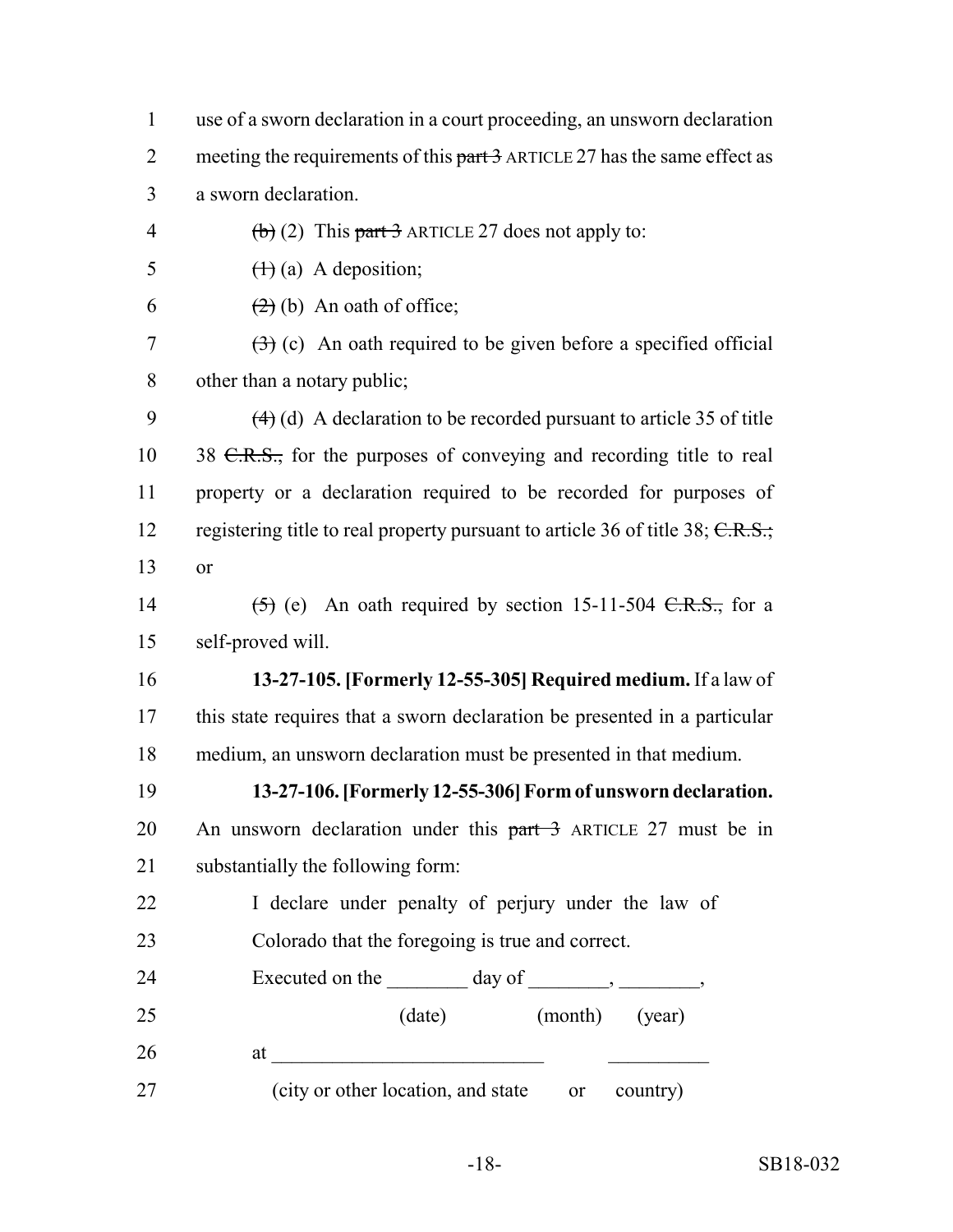use of a sworn declaration in a court proceeding, an unsworn declaration meeting the requirements of this ~~part 3~~ ARTICLE 27 has the same effect as a sworn declaration.

~~(b)~~ (2) This ~~part 3~~ ARTICLE 27 does not apply to:

~~(1)~~ (a) A deposition;

~~(2)~~ (b) An oath of office;

~~(3)~~ (c) An oath required to be given before a specified official other than a notary public;

~~(4)~~ (d) A declaration to be recorded pursuant to article 35 of title 38 ~~C.R.S.,~~ for the purposes of conveying and recording title to real property or a declaration required to be recorded for purposes of registering title to real property pursuant to article 36 of title 38; ~~C.R.S.;~~ or

~~(5)~~ (e) An oath required by section 15-11-504 ~~C.R.S.,~~ for a self-proved will.

**13-27-105. [Formerly 12-55-305] Required medium.** If a law of this state requires that a sworn declaration be presented in a particular medium, an unsworn declaration must be presented in that medium.

**13-27-106. [Formerly 12-55-306] Form of unsworn declaration.** An unsworn declaration under this ~~part 3~~ ARTICLE 27 must be in substantially the following form:

I declare under penalty of perjury under the law of Colorado that the foregoing is true and correct.

Executed on the ________ day of ________, ________,
(date) (month) (year)

at ____________________________ __________
(city or other location, and state or country)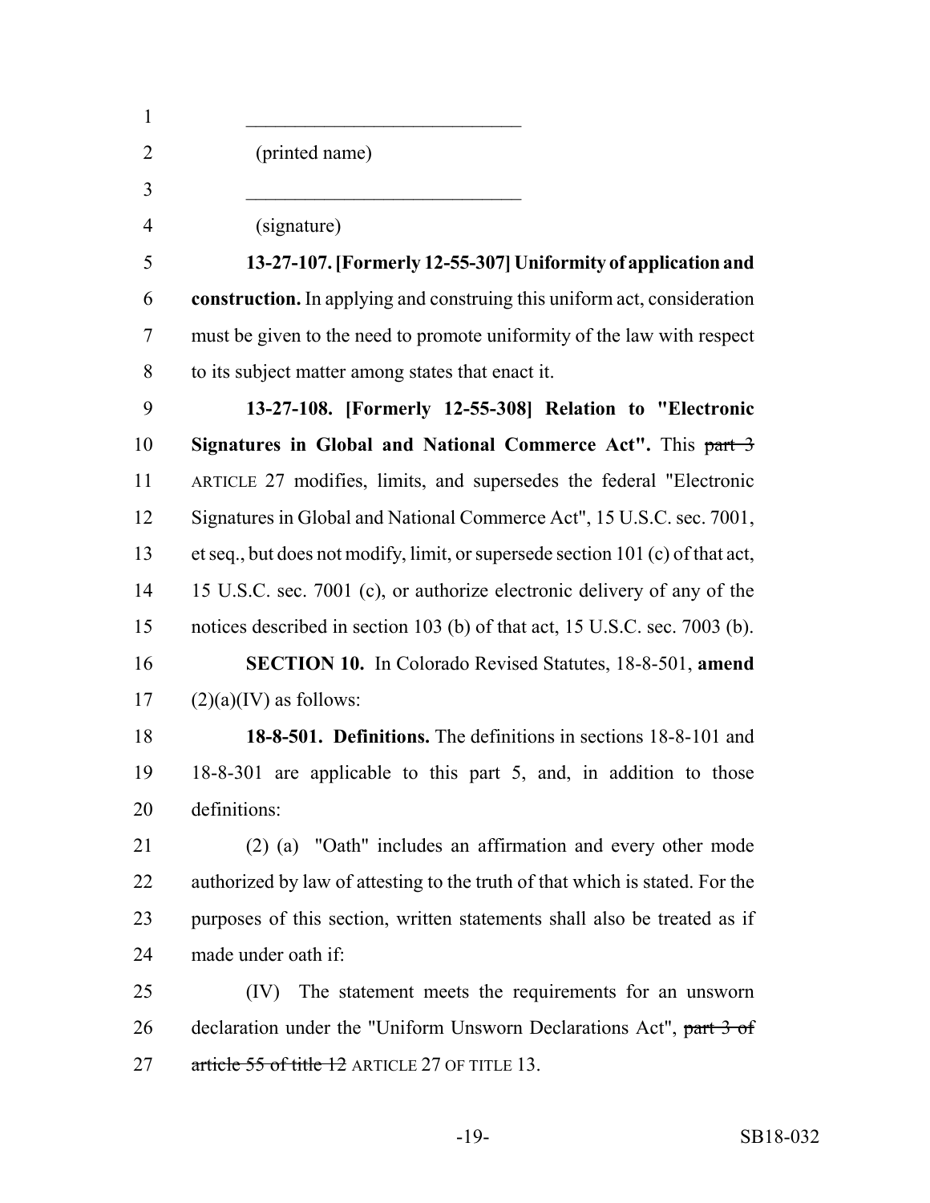\_\_\_\_\_\_\_\_\_\_\_\_\_\_\_\_\_\_\_\_\_\_\_\_\_\_\_\_\_\_

(printed name)

\_\_\_\_\_\_\_\_\_\_\_\_\_\_\_\_\_\_\_\_\_\_\_\_\_\_\_\_\_\_

(signature)

**13-27-107. [Formerly 12-55-307] Uniformity of application and construction.** In applying and construing this uniform act, consideration must be given to the need to promote uniformity of the law with respect to its subject matter among states that enact it.

**13-27-108. [Formerly 12-55-308] Relation to "Electronic Signatures in Global and National Commerce Act".** This ~~part 3~~ ARTICLE 27 modifies, limits, and supersedes the federal "Electronic Signatures in Global and National Commerce Act", 15 U.S.C. sec. 7001, et seq., but does not modify, limit, or supersede section 101 (c) of that act, 15 U.S.C. sec. 7001 (c), or authorize electronic delivery of any of the notices described in section 103 (b) of that act, 15 U.S.C. sec. 7003 (b).

**SECTION 10.** In Colorado Revised Statutes, 18-8-501, **amend** (2)(a)(IV) as follows:

**18-8-501. Definitions.** The definitions in sections 18-8-101 and 18-8-301 are applicable to this part 5, and, in addition to those definitions:

(2) (a) "Oath" includes an affirmation and every other mode authorized by law of attesting to the truth of that which is stated. For the purposes of this section, written statements shall also be treated as if made under oath if:

(IV) The statement meets the requirements for an unsworn declaration under the "Uniform Unsworn Declarations Act", ~~part 3 of article 55 of title 12~~ ARTICLE 27 OF TITLE 13.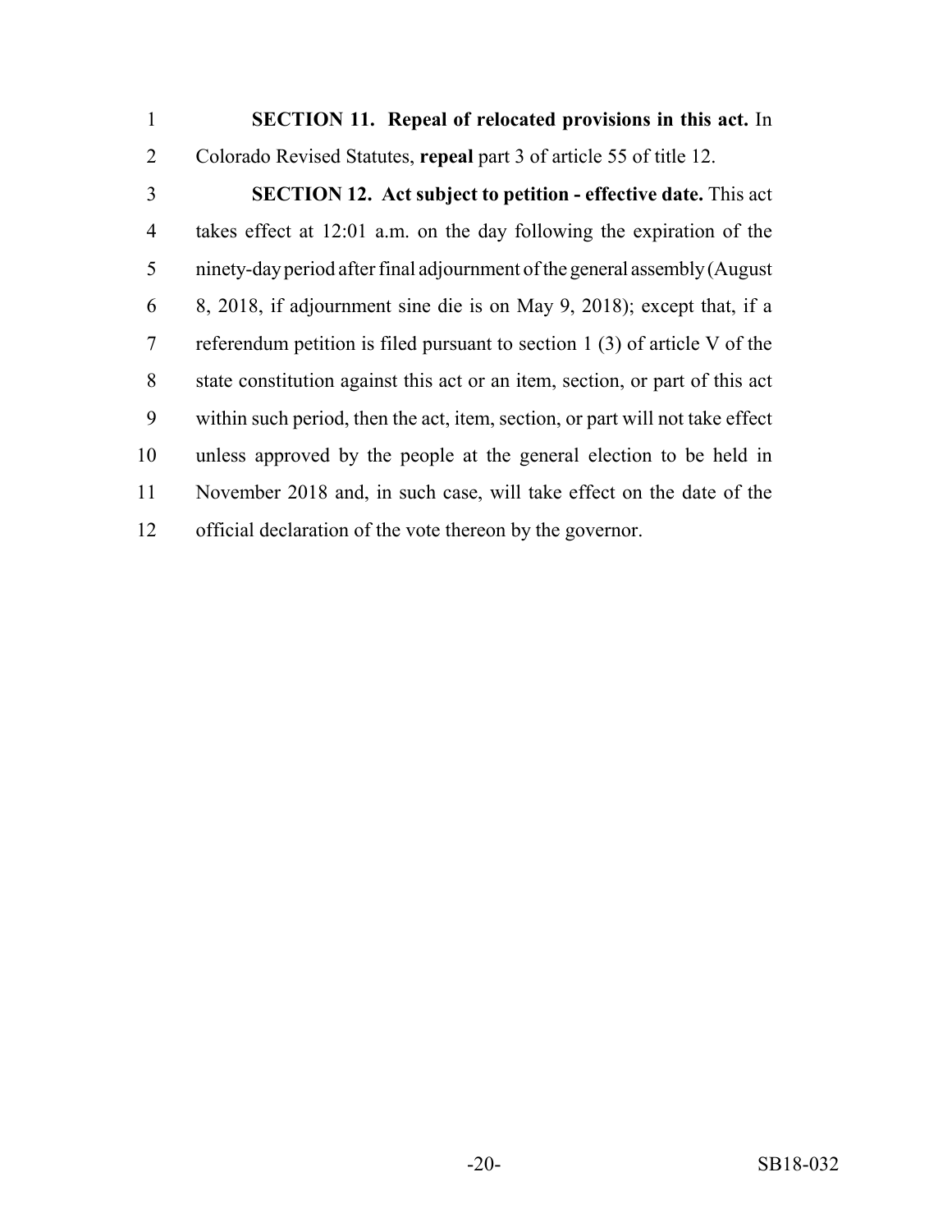**SECTION 11. Repeal of relocated provisions in this act.** In Colorado Revised Statutes, **repeal** part 3 of article 55 of title 12.

**SECTION 12. Act subject to petition - effective date.** This act takes effect at 12:01 a.m. on the day following the expiration of the ninety-day period after final adjournment of the general assembly (August 8, 2018, if adjournment sine die is on May 9, 2018); except that, if a referendum petition is filed pursuant to section 1 (3) of article V of the state constitution against this act or an item, section, or part of this act within such period, then the act, item, section, or part will not take effect unless approved by the people at the general election to be held in November 2018 and, in such case, will take effect on the date of the official declaration of the vote thereon by the governor.